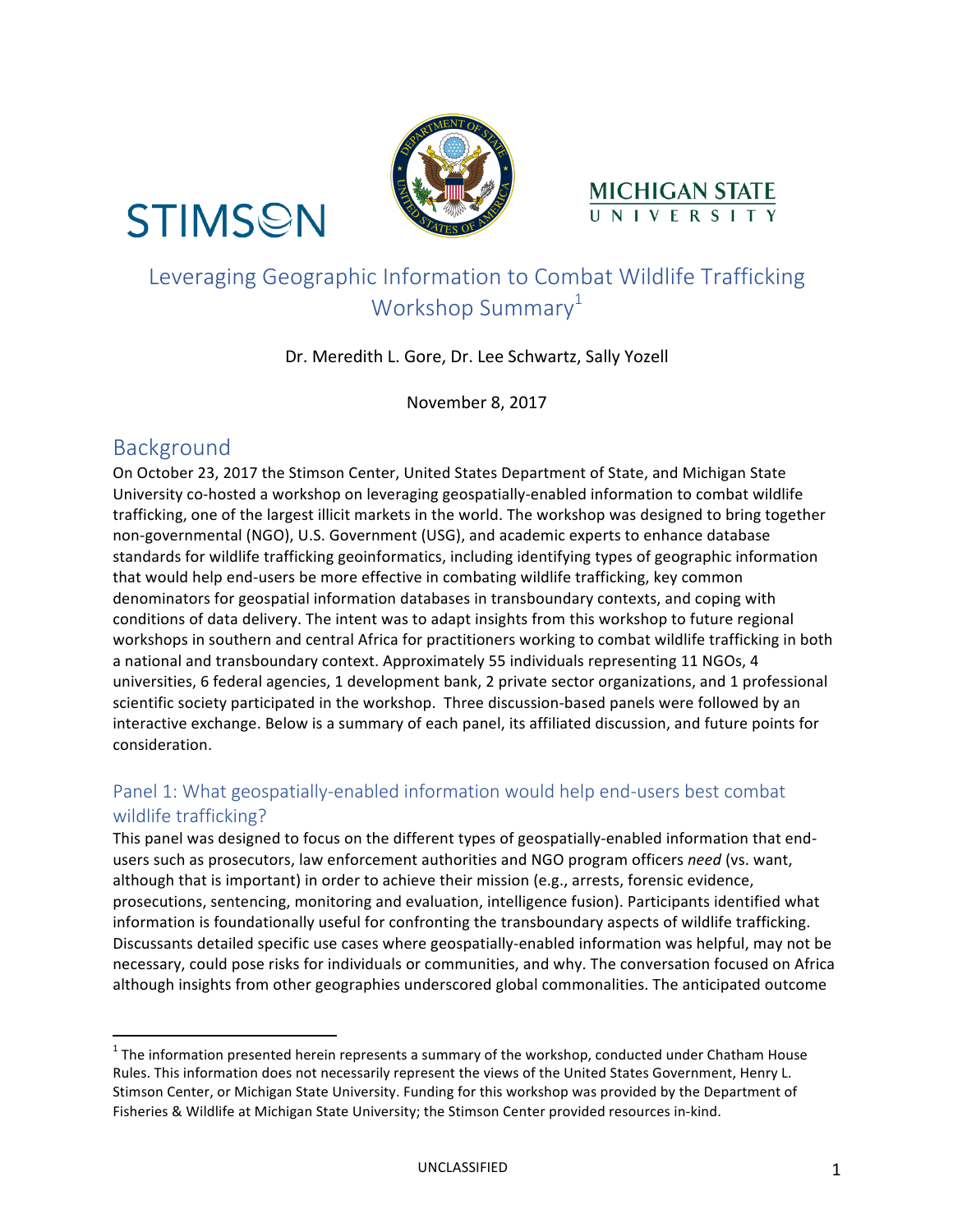STIMSON

MICHIGAN STATE UNIVERSITY

# Leveraging Geographic Information to Combat Wildlife Trafficking Workshop Summary[1]

Dr. Meredith L. Gore, Dr. Lee Schwartz, Sally Yozell

November 8, 2017

## Background

On October 23, 2017 the Stimson Center, United States Department of State, and Michigan State University co-hosted a workshop on leveraging geospatially-enabled information to combat wildlife trafficking, one of the largest illicit markets in the world. The workshop was designed to bring together non-governmental (NGO), U.S. Government (USG), and academic experts to enhance database standards for wildlife trafficking geoinformatics, including identifying types of geographic information that would help end-users be more effective in combating wildlife trafficking, key common denominators for geospatial information databases in transboundary contexts, and coping with conditions of data delivery. The intent was to adapt insights from this workshop to future regional workshops in southern and central Africa for practitioners working to combat wildlife trafficking in both a national and transboundary context. Approximately 55 individuals representing 11 NGOs, 4 universities, 6 federal agencies, 1 development bank, 2 private sector organizations, and 1 professional scientific society participated in the workshop. Three discussion-based panels were followed by an interactive exchange. Below is a summary of each panel, its affiliated discussion, and future points for consideration.

### Panel 1: What geospatially-enabled information would help end-users best combat wildlife trafficking?

This panel was designed to focus on the different types of geospatially-enabled information that end-users such as prosecutors, law enforcement authorities and NGO program officers *need* (vs. want, although that is important) in order to achieve their mission (e.g., arrests, forensic evidence, prosecutions, sentencing, monitoring and evaluation, intelligence fusion). Participants identified what information is foundationally useful for confronting the transboundary aspects of wildlife trafficking. Discussants detailed specific use cases where geospatially-enabled information was helpful, may not be necessary, could pose risks for individuals or communities, and why. The conversation focused on Africa although insights from other geographies underscored global commonalities. The anticipated outcome

[1] The information presented herein represents a summary of the workshop, conducted under Chatham House Rules. This information does not necessarily represent the views of the United States Government, Henry L. Stimson Center, or Michigan State University. Funding for this workshop was provided by the Department of Fisheries & Wildlife at Michigan State University; the Stimson Center provided resources in-kind.

UNCLASSIFIED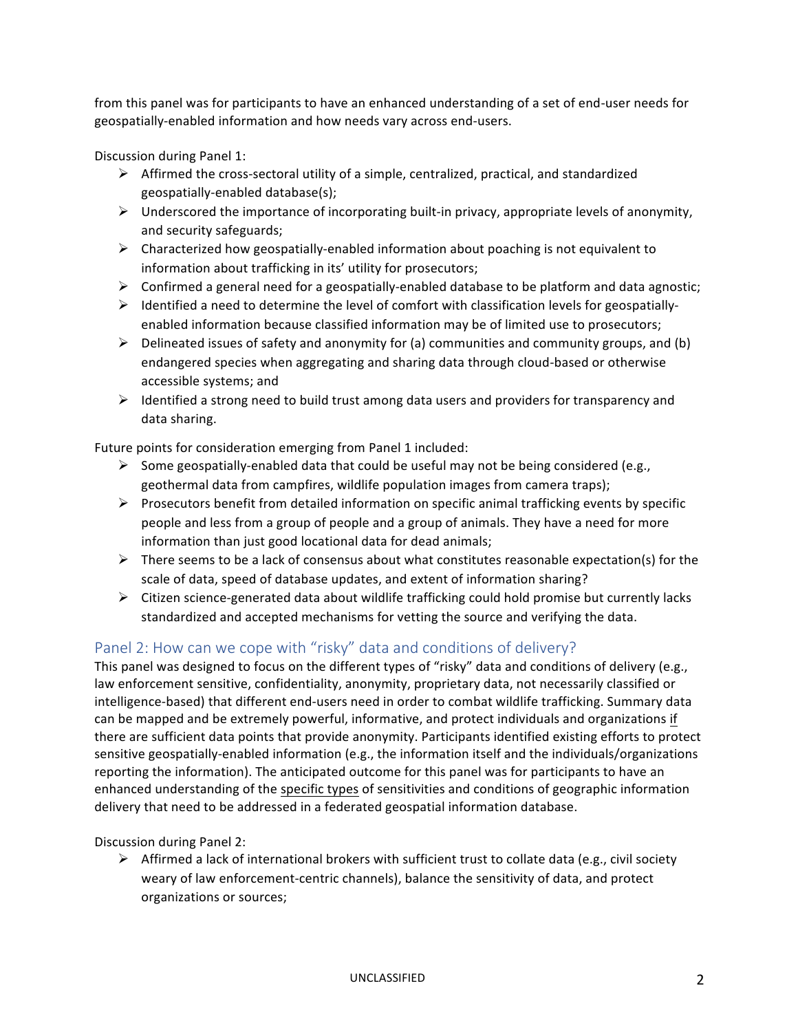from this panel was for participants to have an enhanced understanding of a set of end-user needs for geospatially-enabled information and how needs vary across end-users.

Discussion during Panel 1:

- Affirmed the cross-sectoral utility of a simple, centralized, practical, and standardized geospatially-enabled database(s);
- Underscored the importance of incorporating built-in privacy, appropriate levels of anonymity, and security safeguards;
- Characterized how geospatially-enabled information about poaching is not equivalent to information about trafficking in its' utility for prosecutors;
- Confirmed a general need for a geospatially-enabled database to be platform and data agnostic;
- Identified a need to determine the level of comfort with classification levels for geospatially-enabled information because classified information may be of limited use to prosecutors;
- Delineated issues of safety and anonymity for (a) communities and community groups, and (b) endangered species when aggregating and sharing data through cloud-based or otherwise accessible systems; and
- Identified a strong need to build trust among data users and providers for transparency and data sharing.

Future points for consideration emerging from Panel 1 included:

- Some geospatially-enabled data that could be useful may not be being considered (e.g., geothermal data from campfires, wildlife population images from camera traps);
- Prosecutors benefit from detailed information on specific animal trafficking events by specific people and less from a group of people and a group of animals. They have a need for more information than just good locational data for dead animals;
- There seems to be a lack of consensus about what constitutes reasonable expectation(s) for the scale of data, speed of database updates, and extent of information sharing?
- Citizen science-generated data about wildlife trafficking could hold promise but currently lacks standardized and accepted mechanisms for vetting the source and verifying the data.

## Panel 2: How can we cope with "risky" data and conditions of delivery?

This panel was designed to focus on the different types of "risky" data and conditions of delivery (e.g., law enforcement sensitive, confidentiality, anonymity, proprietary data, not necessarily classified or intelligence-based) that different end-users need in order to combat wildlife trafficking. Summary data can be mapped and be extremely powerful, informative, and protect individuals and organizations <u>if</u> there are sufficient data points that provide anonymity. Participants identified existing efforts to protect sensitive geospatially-enabled information (e.g., the information itself and the individuals/organizations reporting the information). The anticipated outcome for this panel was for participants to have an enhanced understanding of the <u>specific types</u> of sensitivities and conditions of geographic information delivery that need to be addressed in a federated geospatial information database.

Discussion during Panel 2:

- Affirmed a lack of international brokers with sufficient trust to collate data (e.g., civil society weary of law enforcement-centric channels), balance the sensitivity of data, and protect organizations or sources;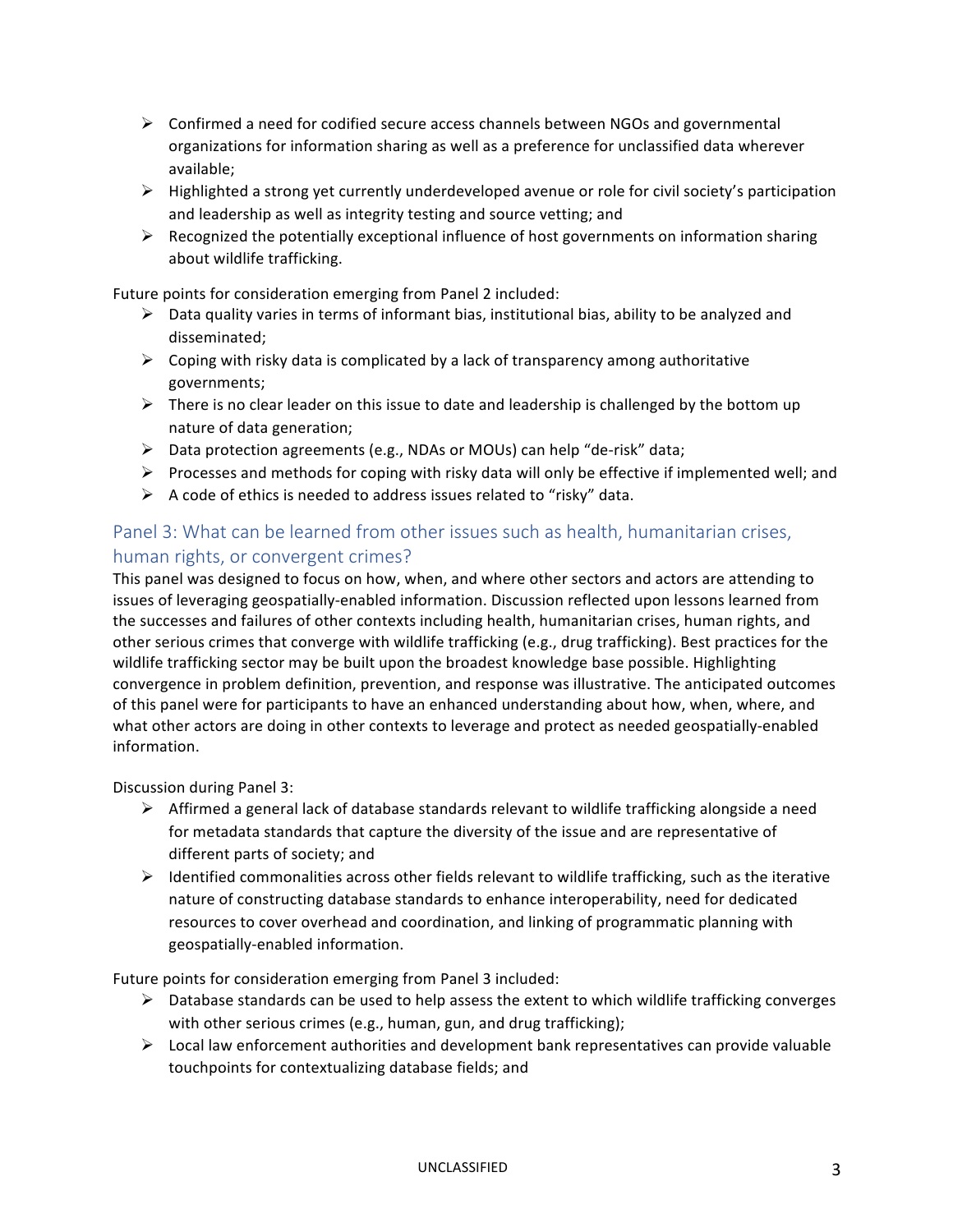- Confirmed a need for codified secure access channels between NGOs and governmental organizations for information sharing as well as a preference for unclassified data wherever available;
- Highlighted a strong yet currently underdeveloped avenue or role for civil society's participation and leadership as well as integrity testing and source vetting; and
- Recognized the potentially exceptional influence of host governments on information sharing about wildlife trafficking.

Future points for consideration emerging from Panel 2 included:

- Data quality varies in terms of informant bias, institutional bias, ability to be analyzed and disseminated;
- Coping with risky data is complicated by a lack of transparency among authoritative governments;
- There is no clear leader on this issue to date and leadership is challenged by the bottom up nature of data generation;
- Data protection agreements (e.g., NDAs or MOUs) can help "de-risk" data;
- Processes and methods for coping with risky data will only be effective if implemented well; and
- A code of ethics is needed to address issues related to "risky" data.

## Panel 3: What can be learned from other issues such as health, humanitarian crises, human rights, or convergent crimes?

This panel was designed to focus on how, when, and where other sectors and actors are attending to issues of leveraging geospatially-enabled information. Discussion reflected upon lessons learned from the successes and failures of other contexts including health, humanitarian crises, human rights, and other serious crimes that converge with wildlife trafficking (e.g., drug trafficking). Best practices for the wildlife trafficking sector may be built upon the broadest knowledge base possible. Highlighting convergence in problem definition, prevention, and response was illustrative. The anticipated outcomes of this panel were for participants to have an enhanced understanding about how, when, where, and what other actors are doing in other contexts to leverage and protect as needed geospatially-enabled information.

Discussion during Panel 3:

- Affirmed a general lack of database standards relevant to wildlife trafficking alongside a need for metadata standards that capture the diversity of the issue and are representative of different parts of society; and
- Identified commonalities across other fields relevant to wildlife trafficking, such as the iterative nature of constructing database standards to enhance interoperability, need for dedicated resources to cover overhead and coordination, and linking of programmatic planning with geospatially-enabled information.

Future points for consideration emerging from Panel 3 included:

- Database standards can be used to help assess the extent to which wildlife trafficking converges with other serious crimes (e.g., human, gun, and drug trafficking);
- Local law enforcement authorities and development bank representatives can provide valuable touchpoints for contextualizing database fields; and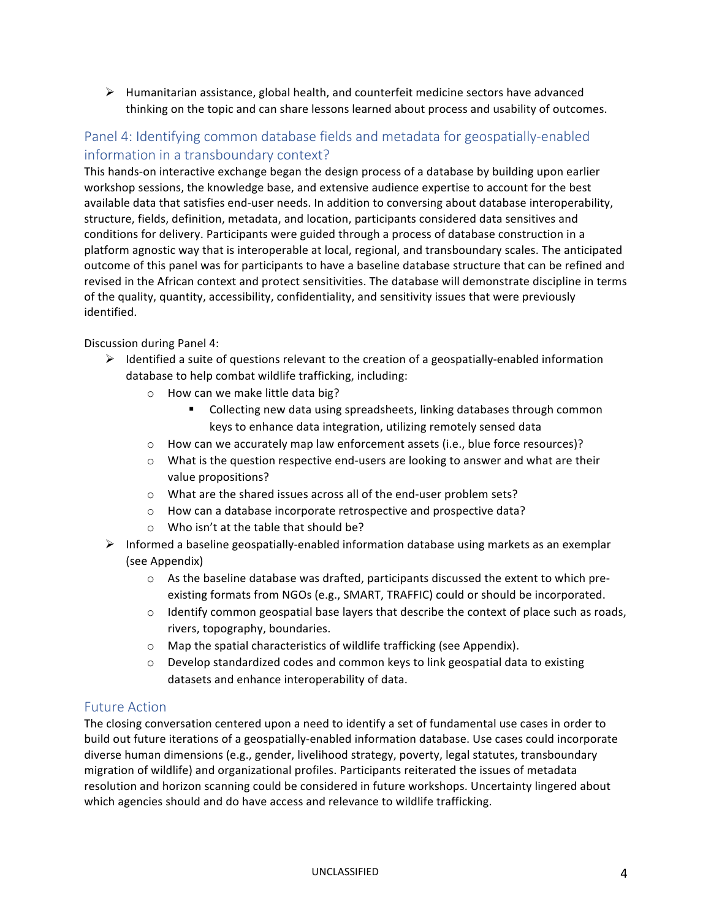- Humanitarian assistance, global health, and counterfeit medicine sectors have advanced thinking on the topic and can share lessons learned about process and usability of outcomes.

## Panel 4: Identifying common database fields and metadata for geospatially-enabled information in a transboundary context?

This hands-on interactive exchange began the design process of a database by building upon earlier workshop sessions, the knowledge base, and extensive audience expertise to account for the best available data that satisfies end-user needs. In addition to conversing about database interoperability, structure, fields, definition, metadata, and location, participants considered data sensitives and conditions for delivery. Participants were guided through a process of database construction in a platform agnostic way that is interoperable at local, regional, and transboundary scales. The anticipated outcome of this panel was for participants to have a baseline database structure that can be refined and revised in the African context and protect sensitivities. The database will demonstrate discipline in terms of the quality, quantity, accessibility, confidentiality, and sensitivity issues that were previously identified.

Discussion during Panel 4:

- Identified a suite of questions relevant to the creation of a geospatially-enabled information database to help combat wildlife trafficking, including:
  - How can we make little data big?
    - Collecting new data using spreadsheets, linking databases through common keys to enhance data integration, utilizing remotely sensed data
  - How can we accurately map law enforcement assets (i.e., blue force resources)?
  - What is the question respective end-users are looking to answer and what are their value propositions?
  - What are the shared issues across all of the end-user problem sets?
  - How can a database incorporate retrospective and prospective data?
  - Who isn't at the table that should be?
- Informed a baseline geospatially-enabled information database using markets as an exemplar (see Appendix)
  - As the baseline database was drafted, participants discussed the extent to which pre-existing formats from NGOs (e.g., SMART, TRAFFIC) could or should be incorporated.
  - Identify common geospatial base layers that describe the context of place such as roads, rivers, topography, boundaries.
  - Map the spatial characteristics of wildlife trafficking (see Appendix).
  - Develop standardized codes and common keys to link geospatial data to existing datasets and enhance interoperability of data.

## Future Action

The closing conversation centered upon a need to identify a set of fundamental use cases in order to build out future iterations of a geospatially-enabled information database. Use cases could incorporate diverse human dimensions (e.g., gender, livelihood strategy, poverty, legal statutes, transboundary migration of wildlife) and organizational profiles. Participants reiterated the issues of metadata resolution and horizon scanning could be considered in future workshops. Uncertainty lingered about which agencies should and do have access and relevance to wildlife trafficking.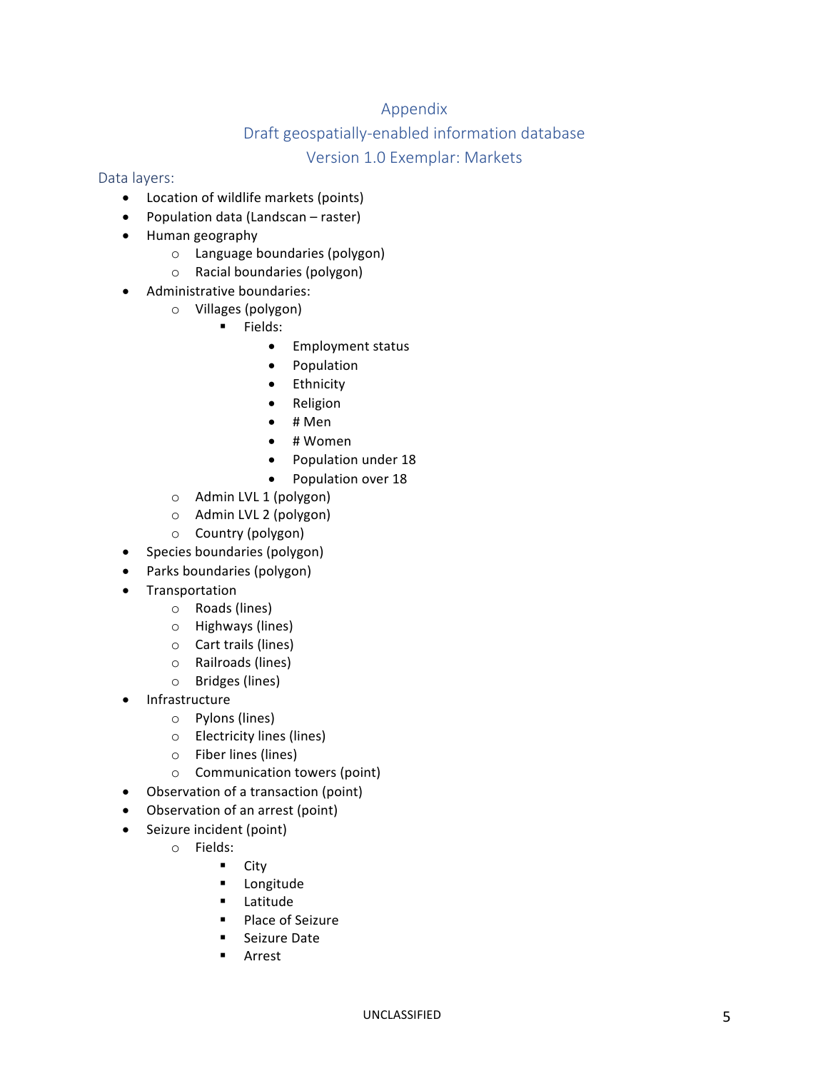## Appendix

## Draft geospatially-enabled information database

## Version 1.0 Exemplar: Markets

### Data layers:

- Location of wildlife markets (points)
- Population data (Landscan – raster)
- Human geography
  - Language boundaries (polygon)
  - Racial boundaries (polygon)
- Administrative boundaries:
  - Villages (polygon)
    - Fields:
      - Employment status
      - Population
      - Ethnicity
      - Religion
      - # Men
      - # Women
      - Population under 18
      - Population over 18
  - Admin LVL 1 (polygon)
  - Admin LVL 2 (polygon)
  - Country (polygon)
- Species boundaries (polygon)
- Parks boundaries (polygon)
- Transportation
  - Roads (lines)
  - Highways (lines)
  - Cart trails (lines)
  - Railroads (lines)
  - Bridges (lines)
- Infrastructure
  - Pylons (lines)
  - Electricity lines (lines)
  - Fiber lines (lines)
  - Communication towers (point)
- Observation of a transaction (point)
- Observation of an arrest (point)
- Seizure incident (point)
  - Fields:
    - City
    - Longitude
    - Latitude
    - Place of Seizure
    - Seizure Date
    - Arrest

UNCLASSIFIED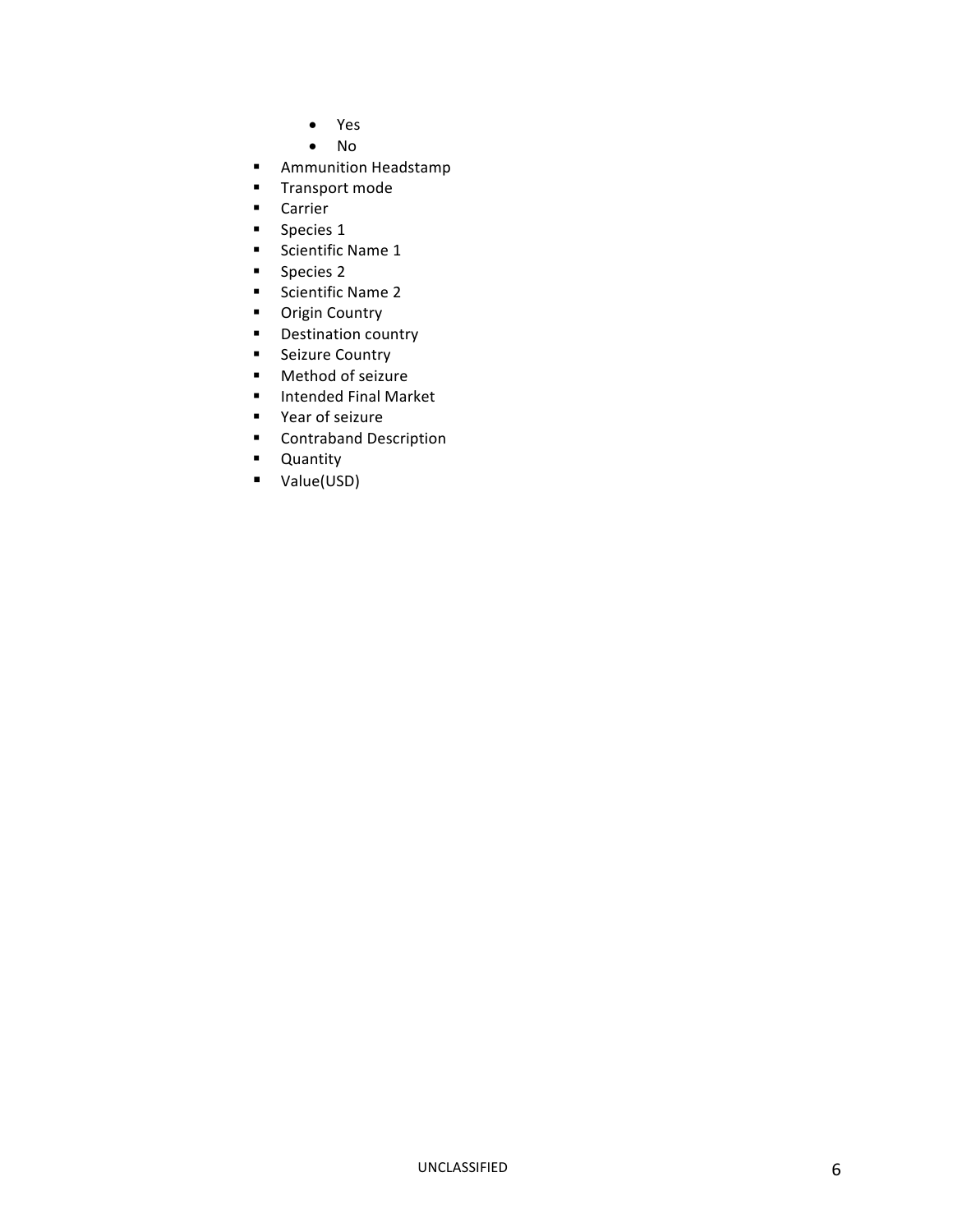- Yes
    - No
- Ammunition Headstamp
- Transport mode
- Carrier
- Species 1
- Scientific Name 1
- Species 2
- Scientific Name 2
- Origin Country
- Destination country
- Seizure Country
- Method of seizure
- Intended Final Market
- Year of seizure
- Contraband Description
- Quantity
- Value(USD)

UNCLASSIFIED